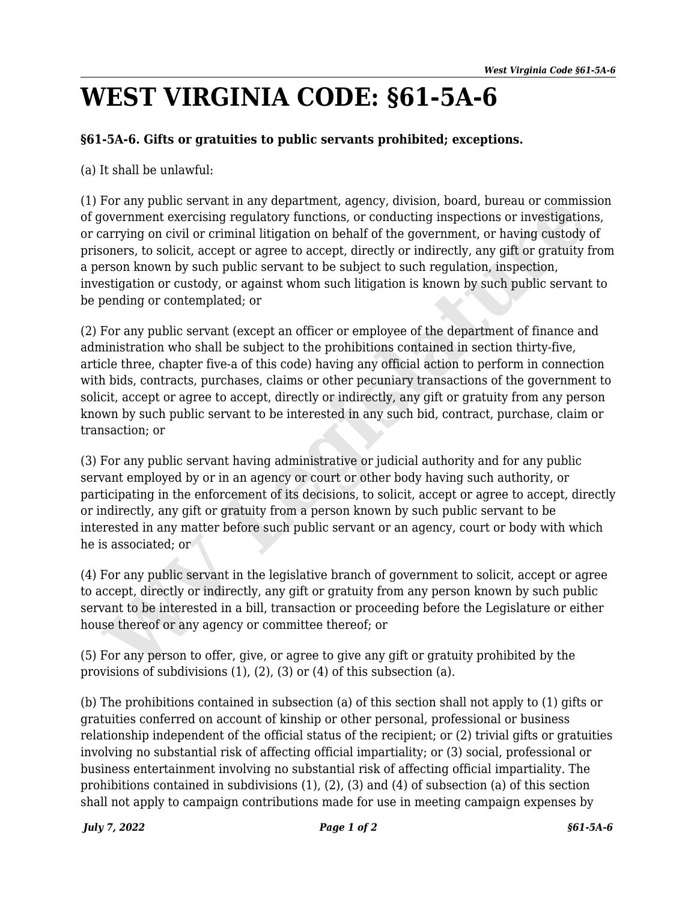# WEST VIRGINIA CODE: §61-5A-6

**§61-5A-6. Gifts or gratuities to public servants prohibited; exceptions.**

(a) It shall be unlawful:

(1) For any public servant in any department, agency, division, board, bureau or commission of government exercising regulatory functions, or conducting inspections or investigations, or carrying on civil or criminal litigation on behalf of the government, or having custody of prisoners, to solicit, accept or agree to accept, directly or indirectly, any gift or gratuity from a person known by such public servant to be subject to such regulation, inspection, investigation or custody, or against whom such litigation is known by such public servant to be pending or contemplated; or

(2) For any public servant (except an officer or employee of the department of finance and administration who shall be subject to the prohibitions contained in section thirty-five, article three, chapter five-a of this code) having any official action to perform in connection with bids, contracts, purchases, claims or other pecuniary transactions of the government to solicit, accept or agree to accept, directly or indirectly, any gift or gratuity from any person known by such public servant to be interested in any such bid, contract, purchase, claim or transaction; or

(3) For any public servant having administrative or judicial authority and for any public servant employed by or in an agency or court or other body having such authority, or participating in the enforcement of its decisions, to solicit, accept or agree to accept, directly or indirectly, any gift or gratuity from a person known by such public servant to be interested in any matter before such public servant or an agency, court or body with which he is associated; or

(4) For any public servant in the legislative branch of government to solicit, accept or agree to accept, directly or indirectly, any gift or gratuity from any person known by such public servant to be interested in a bill, transaction or proceeding before the Legislature or either house thereof or any agency or committee thereof; or

(5) For any person to offer, give, or agree to give any gift or gratuity prohibited by the provisions of subdivisions (1), (2), (3) or (4) of this subsection (a).

(b) The prohibitions contained in subsection (a) of this section shall not apply to (1) gifts or gratuities conferred on account of kinship or other personal, professional or business relationship independent of the official status of the recipient; or (2) trivial gifts or gratuities involving no substantial risk of affecting official impartiality; or (3) social, professional or business entertainment involving no substantial risk of affecting official impartiality. The prohibitions contained in subdivisions (1), (2), (3) and (4) of subsection (a) of this section shall not apply to campaign contributions made for use in meeting campaign expenses by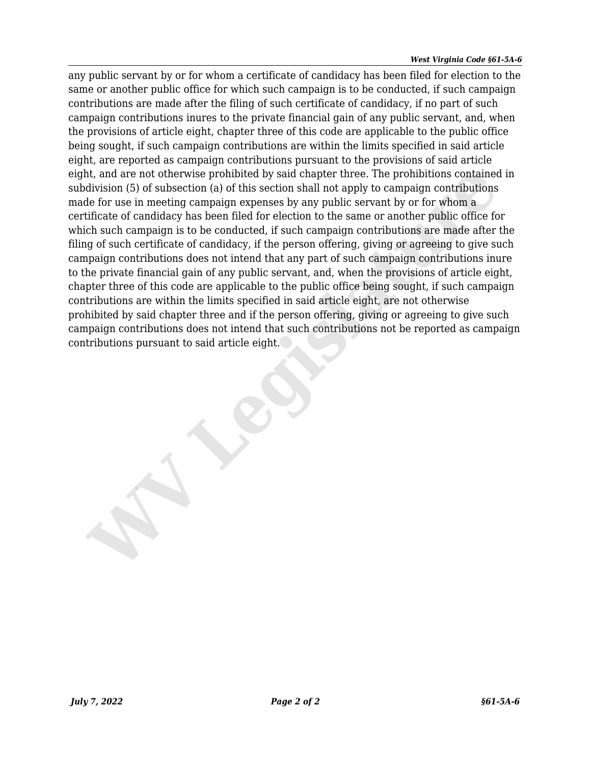any public servant by or for whom a certificate of candidacy has been filed for election to the same or another public office for which such campaign is to be conducted, if such campaign contributions are made after the filing of such certificate of candidacy, if no part of such campaign contributions inures to the private financial gain of any public servant, and, when the provisions of article eight, chapter three of this code are applicable to the public office being sought, if such campaign contributions are within the limits specified in said article eight, are reported as campaign contributions pursuant to the provisions of said article eight, and are not otherwise prohibited by said chapter three. The prohibitions contained in subdivision (5) of subsection (a) of this section shall not apply to campaign contributions made for use in meeting campaign expenses by any public servant by or for whom a certificate of candidacy has been filed for election to the same or another public office for which such campaign is to be conducted, if such campaign contributions are made after the filing of such certificate of candidacy, if the person offering, giving or agreeing to give such campaign contributions does not intend that any part of such campaign contributions inure to the private financial gain of any public servant, and, when the provisions of article eight, chapter three of this code are applicable to the public office being sought, if such campaign contributions are within the limits specified in said article eight, are not otherwise prohibited by said chapter three and if the person offering, giving or agreeing to give such campaign contributions does not intend that such contributions not be reported as campaign contributions pursuant to said article eight.